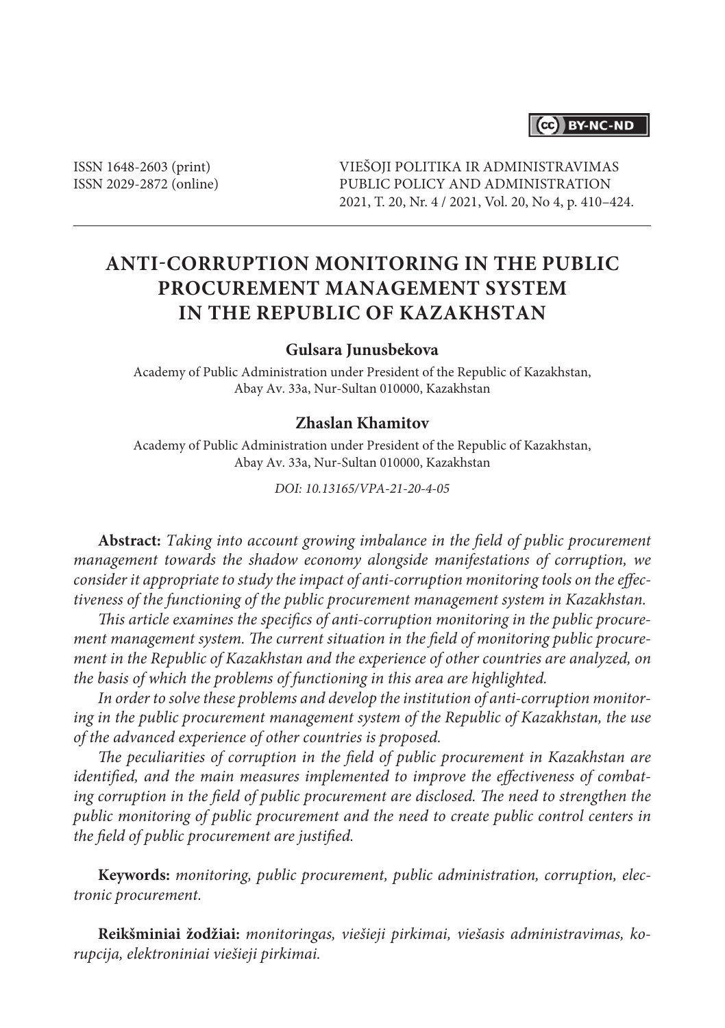ISSN 1648-2603 (print)
ISSN 2029-2872 (online)

VIEŠOJI POLITIKA IR ADMINISTRAVIMAS
PUBLIC POLICY AND ADMINISTRATION
2021, T. 20, Nr. 4 / 2021, Vol. 20, No 4, p. 410–424.

# ANTI-CORRUPTION MONITORING IN THE PUBLIC PROCUREMENT MANAGEMENT SYSTEM IN THE REPUBLIC OF KAZAKHSTAN

**Gulsara Junusbekova**

Academy of Public Administration under President of the Republic of Kazakhstan, Abay Av. 33a, Nur-Sultan 010000, Kazakhstan

**Zhaslan Khamitov**

Academy of Public Administration under President of the Republic of Kazakhstan, Abay Av. 33a, Nur-Sultan 010000, Kazakhstan

*DOI: 10.13165/VPA-21-20-4-05*

**Abstract:** *Taking into account growing imbalance in the field of public procurement management towards the shadow economy alongside manifestations of corruption, we consider it appropriate to study the impact of anti-corruption monitoring tools on the effectiveness of the functioning of the public procurement management system in Kazakhstan.*

*This article examines the specifics of anti-corruption monitoring in the public procurement management system. The current situation in the field of monitoring public procurement in the Republic of Kazakhstan and the experience of other countries are analyzed, on the basis of which the problems of functioning in this area are highlighted.*

*In order to solve these problems and develop the institution of anti-corruption monitoring in the public procurement management system of the Republic of Kazakhstan, the use of the advanced experience of other countries is proposed.*

*The peculiarities of corruption in the field of public procurement in Kazakhstan are identified, and the main measures implemented to improve the effectiveness of combating corruption in the field of public procurement are disclosed. The need to strengthen the public monitoring of public procurement and the need to create public control centers in the field of public procurement are justified.*

**Keywords:** *monitoring, public procurement, public administration, corruption, electronic procurement.*

**Reikšminiai žodžiai:** *monitoringas, viešieji pirkimai, viešasis administravimas, korupcija, elektroniniai viešieji pirkimai.*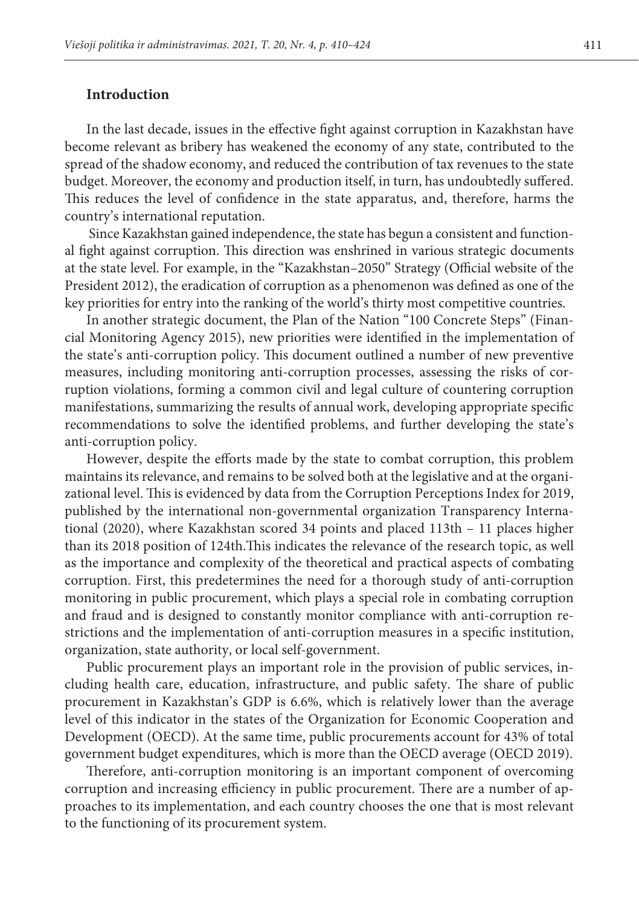## Introduction

In the last decade, issues in the effective fight against corruption in Kazakhstan have become relevant as bribery has weakened the economy of any state, contributed to the spread of the shadow economy, and reduced the contribution of tax revenues to the state budget. Moreover, the economy and production itself, in turn, has undoubtedly suffered. This reduces the level of confidence in the state apparatus, and, therefore, harms the country's international reputation.

Since Kazakhstan gained independence, the state has begun a consistent and functional fight against corruption. This direction was enshrined in various strategic documents at the state level. For example, in the "Kazakhstan–2050" Strategy (Official website of the President 2012), the eradication of corruption as a phenomenon was defined as one of the key priorities for entry into the ranking of the world's thirty most competitive countries.

In another strategic document, the Plan of the Nation "100 Concrete Steps" (Financial Monitoring Agency 2015), new priorities were identified in the implementation of the state's anti-corruption policy. This document outlined a number of new preventive measures, including monitoring anti-corruption processes, assessing the risks of corruption violations, forming a common civil and legal culture of countering corruption manifestations, summarizing the results of annual work, developing appropriate specific recommendations to solve the identified problems, and further developing the state's anti-corruption policy.

However, despite the efforts made by the state to combat corruption, this problem maintains its relevance, and remains to be solved both at the legislative and at the organizational level. This is evidenced by data from the Corruption Perceptions Index for 2019, published by the international non-governmental organization Transparency International (2020), where Kazakhstan scored 34 points and placed 113th – 11 places higher than its 2018 position of 124th.This indicates the relevance of the research topic, as well as the importance and complexity of the theoretical and practical aspects of combating corruption. First, this predetermines the need for a thorough study of anti-corruption monitoring in public procurement, which plays a special role in combating corruption and fraud and is designed to constantly monitor compliance with anti-corruption restrictions and the implementation of anti-corruption measures in a specific institution, organization, state authority, or local self-government.

Public procurement plays an important role in the provision of public services, including health care, education, infrastructure, and public safety. The share of public procurement in Kazakhstan's GDP is 6.6%, which is relatively lower than the average level of this indicator in the states of the Organization for Economic Cooperation and Development (OECD). At the same time, public procurements account for 43% of total government budget expenditures, which is more than the OECD average (OECD 2019).

Therefore, anti-corruption monitoring is an important component of overcoming corruption and increasing efficiency in public procurement. There are a number of approaches to its implementation, and each country chooses the one that is most relevant to the functioning of its procurement system.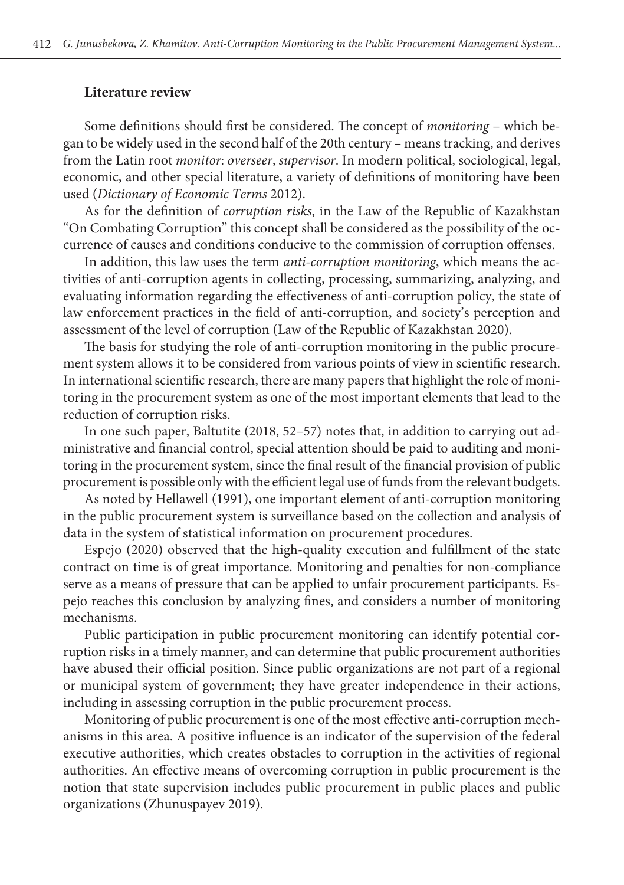## Literature review

Some definitions should first be considered. The concept of *monitoring* – which began to be widely used in the second half of the 20th century – means tracking, and derives from the Latin root *monitor*: *overseer*, *supervisor*. In modern political, sociological, legal, economic, and other special literature, a variety of definitions of monitoring have been used (*Dictionary of Economic Terms* 2012).

As for the definition of *corruption risks*, in the Law of the Republic of Kazakhstan "On Combating Corruption" this concept shall be considered as the possibility of the occurrence of causes and conditions conducive to the commission of corruption offenses.

In addition, this law uses the term *anti-corruption monitoring*, which means the activities of anti-corruption agents in collecting, processing, summarizing, analyzing, and evaluating information regarding the effectiveness of anti-corruption policy, the state of law enforcement practices in the field of anti-corruption, and society's perception and assessment of the level of corruption (Law of the Republic of Kazakhstan 2020).

The basis for studying the role of anti-corruption monitoring in the public procurement system allows it to be considered from various points of view in scientific research. In international scientific research, there are many papers that highlight the role of monitoring in the procurement system as one of the most important elements that lead to the reduction of corruption risks.

In one such paper, Baltutite (2018, 52–57) notes that, in addition to carrying out administrative and financial control, special attention should be paid to auditing and monitoring in the procurement system, since the final result of the financial provision of public procurement is possible only with the efficient legal use of funds from the relevant budgets.

As noted by Hellawell (1991), one important element of anti-corruption monitoring in the public procurement system is surveillance based on the collection and analysis of data in the system of statistical information on procurement procedures.

Espejo (2020) observed that the high-quality execution and fulfillment of the state contract on time is of great importance. Monitoring and penalties for non-compliance serve as a means of pressure that can be applied to unfair procurement participants. Espejo reaches this conclusion by analyzing fines, and considers a number of monitoring mechanisms.

Public participation in public procurement monitoring can identify potential corruption risks in a timely manner, and can determine that public procurement authorities have abused their official position. Since public organizations are not part of a regional or municipal system of government; they have greater independence in their actions, including in assessing corruption in the public procurement process.

Monitoring of public procurement is one of the most effective anti-corruption mechanisms in this area. A positive influence is an indicator of the supervision of the federal executive authorities, which creates obstacles to corruption in the activities of regional authorities. An effective means of overcoming corruption in public procurement is the notion that state supervision includes public procurement in public places and public organizations (Zhunuspayev 2019).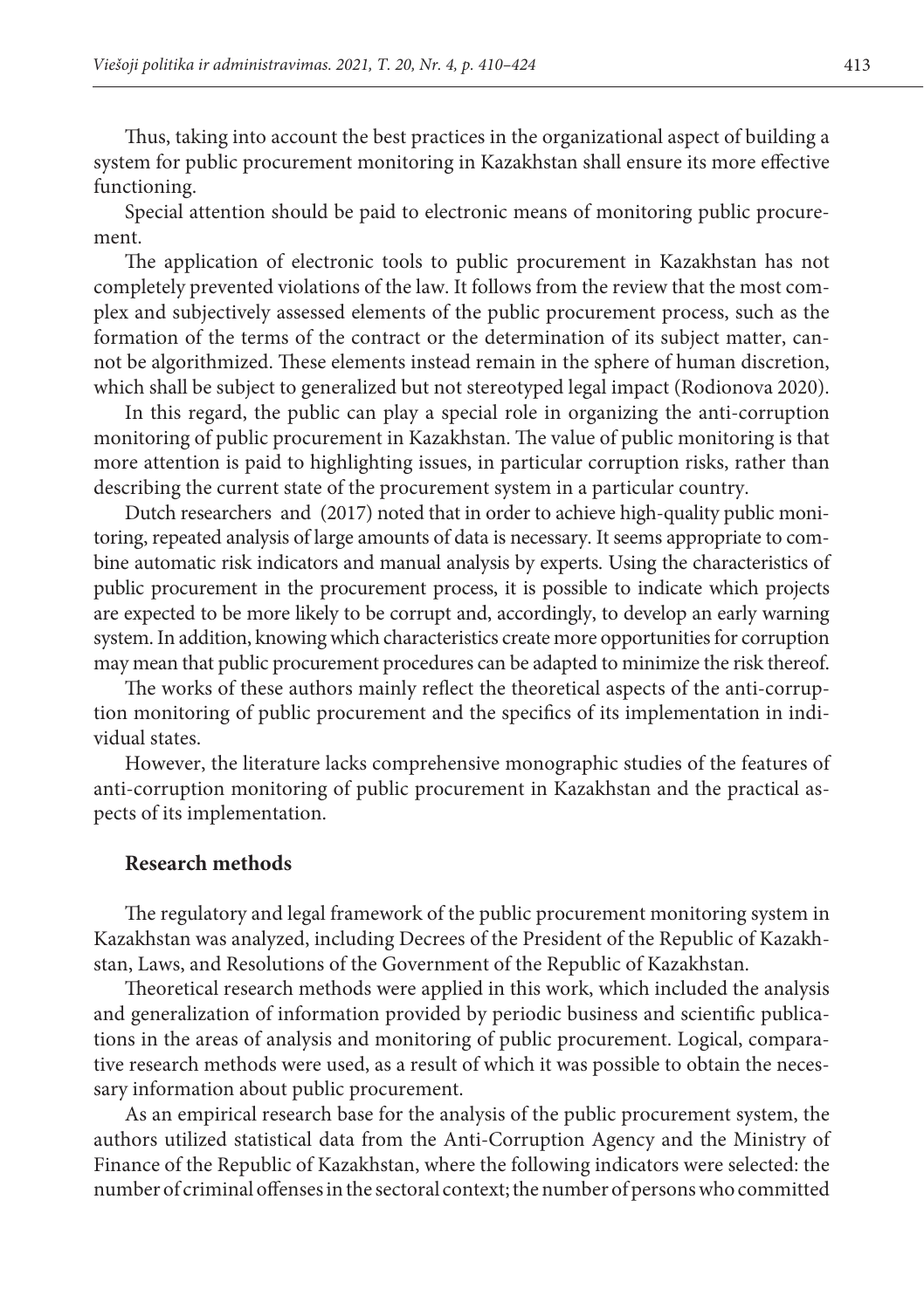Thus, taking into account the best practices in the organizational aspect of building a system for public procurement monitoring in Kazakhstan shall ensure its more effective functioning.

Special attention should be paid to electronic means of monitoring public procurement.

The application of electronic tools to public procurement in Kazakhstan has not completely prevented violations of the law. It follows from the review that the most complex and subjectively assessed elements of the public procurement process, such as the formation of the terms of the contract or the determination of its subject matter, cannot be algorithmized. These elements instead remain in the sphere of human discretion, which shall be subject to generalized but not stereotyped legal impact (Rodionova 2020).

In this regard, the public can play a special role in organizing the anti-corruption monitoring of public procurement in Kazakhstan. The value of public monitoring is that more attention is paid to highlighting issues, in particular corruption risks, rather than describing the current state of the procurement system in a particular country.

Dutch researchers  and  (2017) noted that in order to achieve high-quality public monitoring, repeated analysis of large amounts of data is necessary. It seems appropriate to combine automatic risk indicators and manual analysis by experts. Using the characteristics of public procurement in the procurement process, it is possible to indicate which projects are expected to be more likely to be corrupt and, accordingly, to develop an early warning system. In addition, knowing which characteristics create more opportunities for corruption may mean that public procurement procedures can be adapted to minimize the risk thereof.

The works of these authors mainly reflect the theoretical aspects of the anti-corruption monitoring of public procurement and the specifics of its implementation in individual states.

However, the literature lacks comprehensive monographic studies of the features of anti-corruption monitoring of public procurement in Kazakhstan and the practical aspects of its implementation.

## Research methods

The regulatory and legal framework of the public procurement monitoring system in Kazakhstan was analyzed, including Decrees of the President of the Republic of Kazakhstan, Laws, and Resolutions of the Government of the Republic of Kazakhstan.

Theoretical research methods were applied in this work, which included the analysis and generalization of information provided by periodic business and scientific publications in the areas of analysis and monitoring of public procurement. Logical, comparative research methods were used, as a result of which it was possible to obtain the necessary information about public procurement.

As an empirical research base for the analysis of the public procurement system, the authors utilized statistical data from the Anti-Corruption Agency and the Ministry of Finance of the Republic of Kazakhstan, where the following indicators were selected: the number of criminal offenses in the sectoral context; the number of persons who committed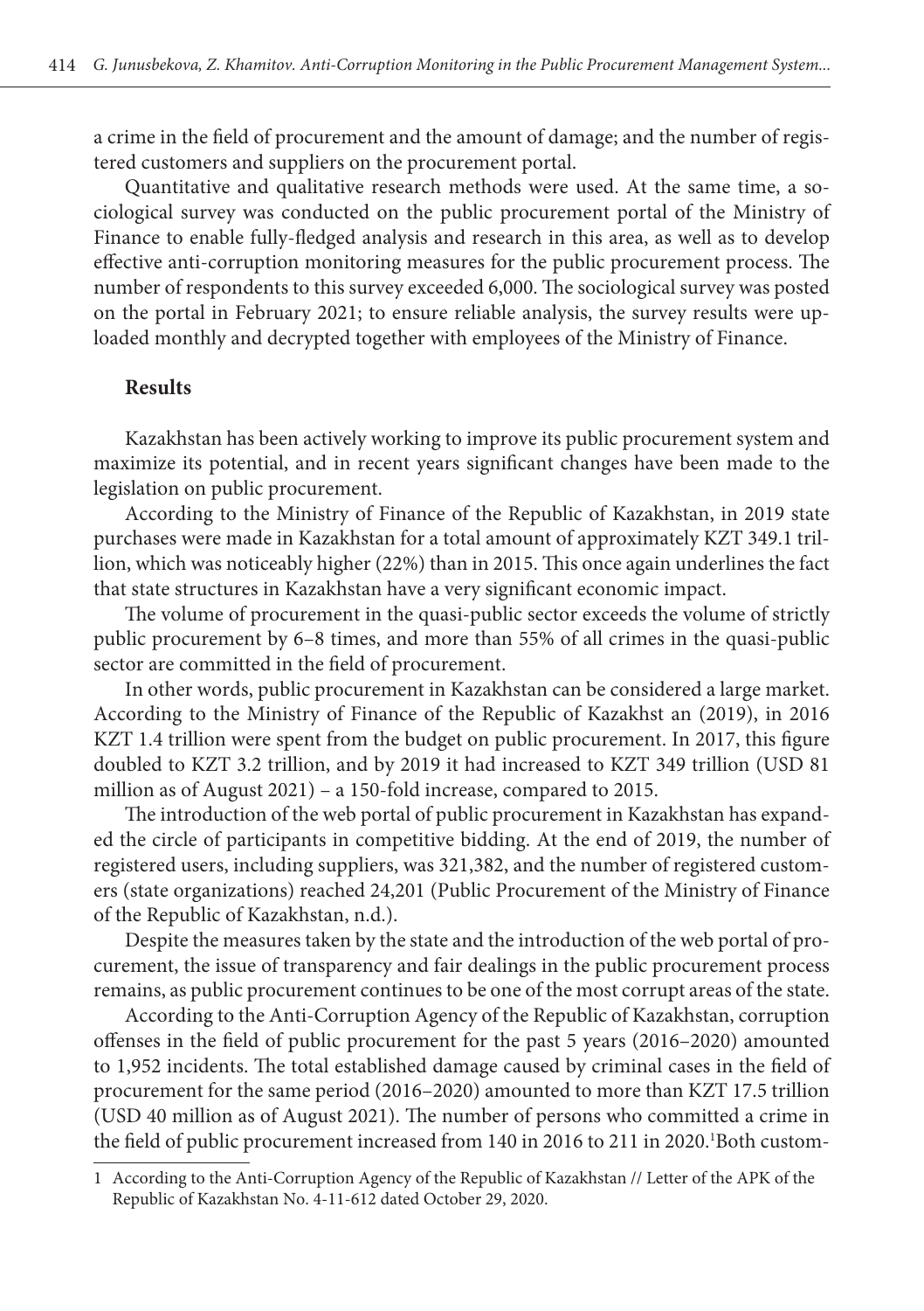a crime in the field of procurement and the amount of damage; and the number of registered customers and suppliers on the procurement portal.

Quantitative and qualitative research methods were used. At the same time, a sociological survey was conducted on the public procurement portal of the Ministry of Finance to enable fully-fledged analysis and research in this area, as well as to develop effective anti-corruption monitoring measures for the public procurement process. The number of respondents to this survey exceeded 6,000. The sociological survey was posted on the portal in February 2021; to ensure reliable analysis, the survey results were uploaded monthly and decrypted together with employees of the Ministry of Finance.

## Results

Kazakhstan has been actively working to improve its public procurement system and maximize its potential, and in recent years significant changes have been made to the legislation on public procurement.

According to the Ministry of Finance of the Republic of Kazakhstan, in 2019 state purchases were made in Kazakhstan for a total amount of approximately KZT 349.1 trillion, which was noticeably higher (22%) than in 2015. This once again underlines the fact that state structures in Kazakhstan have a very significant economic impact.

The volume of procurement in the quasi-public sector exceeds the volume of strictly public procurement by 6–8 times, and more than 55% of all crimes in the quasi-public sector are committed in the field of procurement.

In other words, public procurement in Kazakhstan can be considered a large market. According to the Ministry of Finance of the Republic of Kazakhst an (2019), in 2016 KZT 1.4 trillion were spent from the budget on public procurement. In 2017, this figure doubled to KZT 3.2 trillion, and by 2019 it had increased to KZT 349 trillion (USD 81 million as of August 2021) – a 150-fold increase, compared to 2015.

The introduction of the web portal of public procurement in Kazakhstan has expanded the circle of participants in competitive bidding. At the end of 2019, the number of registered users, including suppliers, was 321,382, and the number of registered customers (state organizations) reached 24,201 (Public Procurement of the Ministry of Finance of the Republic of Kazakhstan, n.d.).

Despite the measures taken by the state and the introduction of the web portal of procurement, the issue of transparency and fair dealings in the public procurement process remains, as public procurement continues to be one of the most corrupt areas of the state.

According to the Anti-Corruption Agency of the Republic of Kazakhstan, corruption offenses in the field of public procurement for the past 5 years (2016–2020) amounted to 1,952 incidents. The total established damage caused by criminal cases in the field of procurement for the same period (2016–2020) amounted to more than KZT 17.5 trillion (USD 40 million as of August 2021). The number of persons who committed a crime in the field of public procurement increased from 140 in 2016 to 211 in 2020.[1]Both custom-

[1] According to the Anti-Corruption Agency of the Republic of Kazakhstan // Letter of the APK of the Republic of Kazakhstan No. 4-11-612 dated October 29, 2020.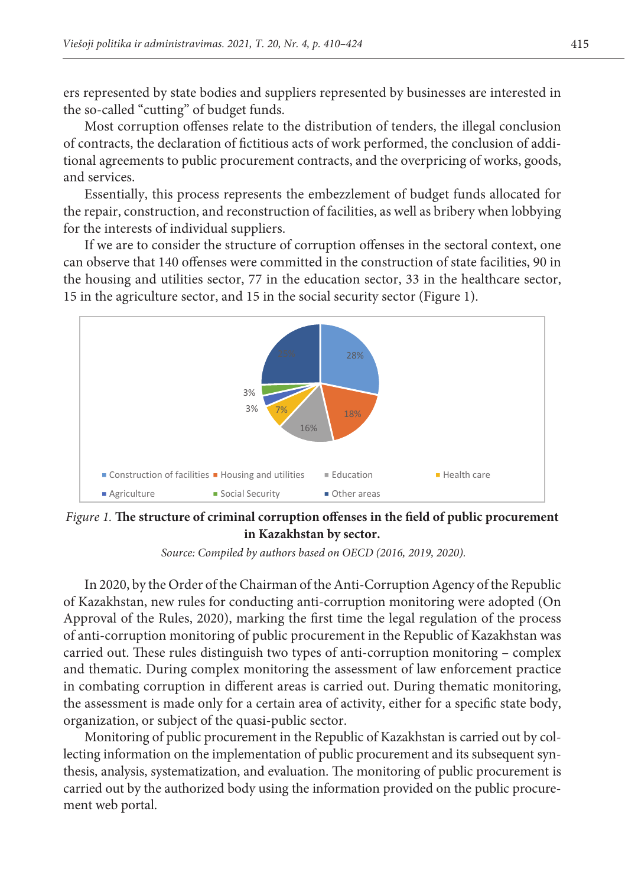ers represented by state bodies and suppliers represented by businesses are interested in the so-called "cutting" of budget funds.

Most corruption offenses relate to the distribution of tenders, the illegal conclusion of contracts, the declaration of fictitious acts of work performed, the conclusion of additional agreements to public procurement contracts, and the overpricing of works, goods, and services.

Essentially, this process represents the embezzlement of budget funds allocated for the repair, construction, and reconstruction of facilities, as well as bribery when lobbying for the interests of individual suppliers.

If we are to consider the structure of corruption offenses in the sectoral context, one can observe that 140 offenses were committed in the construction of state facilities, 90 in the housing and utilities sector, 77 in the education sector, 33 in the healthcare sector, 15 in the agriculture sector, and 15 in the social security sector (Figure 1).

*Figure 1.* **The structure of criminal corruption offenses in the field of public procurement in Kazakhstan by sector.**

*Source: Compiled by authors based on OECD (2016, 2019, 2020).*

In 2020, by the Order of the Chairman of the Anti-Corruption Agency of the Republic of Kazakhstan, new rules for conducting anti-corruption monitoring were adopted (On Approval of the Rules, 2020), marking the first time the legal regulation of the process of anti-corruption monitoring of public procurement in the Republic of Kazakhstan was carried out. These rules distinguish two types of anti-corruption monitoring – complex and thematic. During complex monitoring the assessment of law enforcement practice in combating corruption in different areas is carried out. During thematic monitoring, the assessment is made only for a certain area of activity, either for a specific state body, organization, or subject of the quasi-public sector.

Monitoring of public procurement in the Republic of Kazakhstan is carried out by collecting information on the implementation of public procurement and its subsequent synthesis, analysis, systematization, and evaluation. The monitoring of public procurement is carried out by the authorized body using the information provided on the public procurement web portal.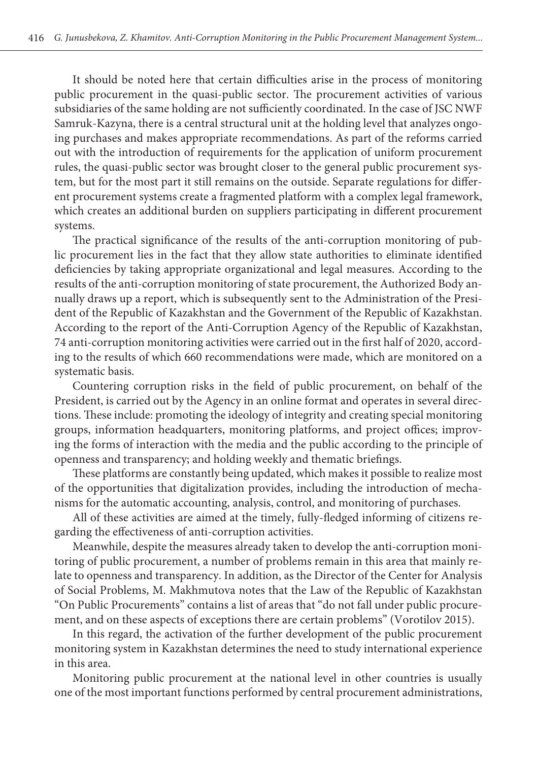It should be noted here that certain difficulties arise in the process of monitoring public procurement in the quasi-public sector. The procurement activities of various subsidiaries of the same holding are not sufficiently coordinated. In the case of JSC NWF Samruk-Kazyna, there is a central structural unit at the holding level that analyzes ongoing purchases and makes appropriate recommendations. As part of the reforms carried out with the introduction of requirements for the application of uniform procurement rules, the quasi-public sector was brought closer to the general public procurement system, but for the most part it still remains on the outside. Separate regulations for different procurement systems create a fragmented platform with a complex legal framework, which creates an additional burden on suppliers participating in different procurement systems.

The practical significance of the results of the anti-corruption monitoring of public procurement lies in the fact that they allow state authorities to eliminate identified deficiencies by taking appropriate organizational and legal measures. According to the results of the anti-corruption monitoring of state procurement, the Authorized Body annually draws up a report, which is subsequently sent to the Administration of the President of the Republic of Kazakhstan and the Government of the Republic of Kazakhstan. According to the report of the Anti-Corruption Agency of the Republic of Kazakhstan, 74 anti-corruption monitoring activities were carried out in the first half of 2020, according to the results of which 660 recommendations were made, which are monitored on a systematic basis.

Countering corruption risks in the field of public procurement, on behalf of the President, is carried out by the Agency in an online format and operates in several directions. These include: promoting the ideology of integrity and creating special monitoring groups, information headquarters, monitoring platforms, and project offices; improving the forms of interaction with the media and the public according to the principle of openness and transparency; and holding weekly and thematic briefings.

These platforms are constantly being updated, which makes it possible to realize most of the opportunities that digitalization provides, including the introduction of mechanisms for the automatic accounting, analysis, control, and monitoring of purchases.

All of these activities are aimed at the timely, fully-fledged informing of citizens regarding the effectiveness of anti-corruption activities.

Meanwhile, despite the measures already taken to develop the anti-corruption monitoring of public procurement, a number of problems remain in this area that mainly relate to openness and transparency. In addition, as the Director of the Center for Analysis of Social Problems, M. Makhmutova notes that the Law of the Republic of Kazakhstan "On Public Procurements" contains a list of areas that "do not fall under public procurement, and on these aspects of exceptions there are certain problems" (Vorotilov 2015).

In this regard, the activation of the further development of the public procurement monitoring system in Kazakhstan determines the need to study international experience in this area.

Monitoring public procurement at the national level in other countries is usually one of the most important functions performed by central procurement administrations,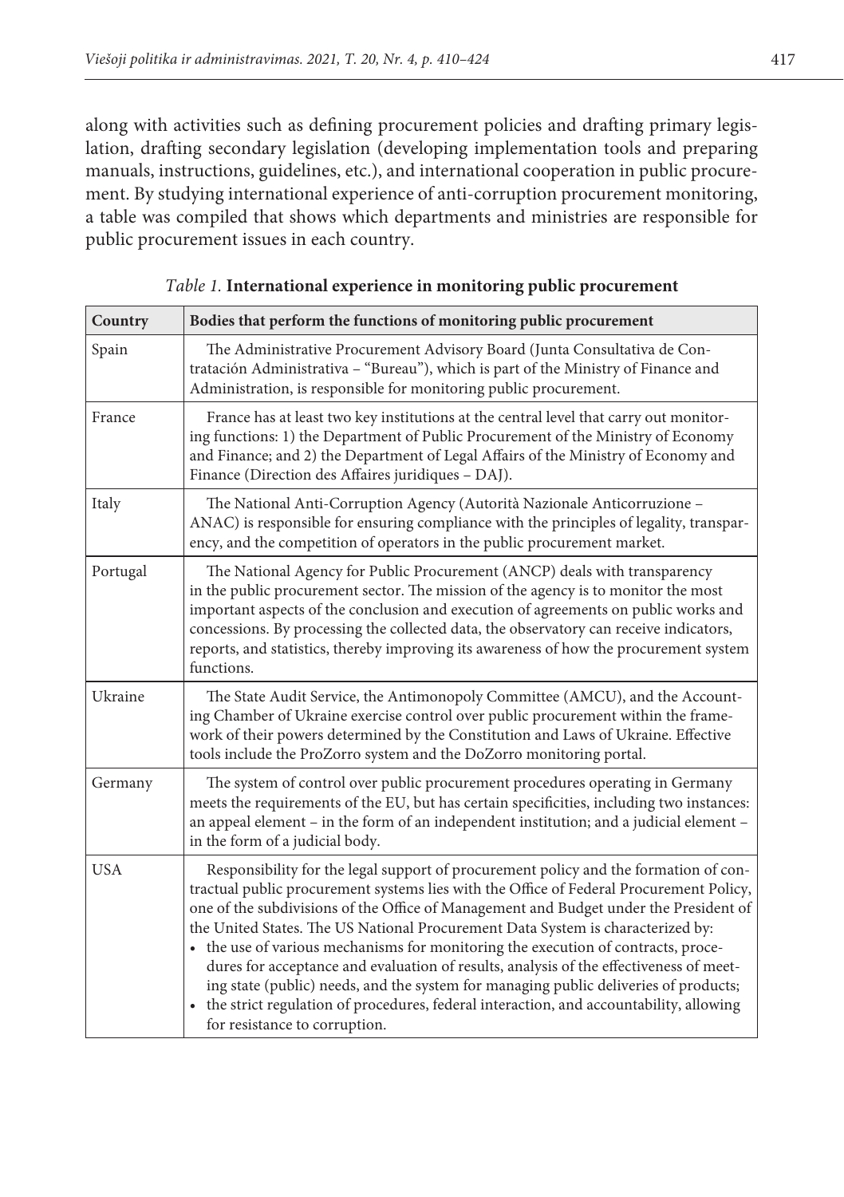along with activities such as defining procurement policies and drafting primary legislation, drafting secondary legislation (developing implementation tools and preparing manuals, instructions, guidelines, etc.), and international cooperation in public procurement. By studying international experience of anti-corruption procurement monitoring, a table was compiled that shows which departments and ministries are responsible for public procurement issues in each country.

*Table 1.* **International experience in monitoring public procurement**

| Country | Bodies that perform the functions of monitoring public procurement |
|---|---|
| Spain | The Administrative Procurement Advisory Board (Junta Consultativa de Contratación Administrativa – "Bureau"), which is part of the Ministry of Finance and Administration, is responsible for monitoring public procurement. |
| France | France has at least two key institutions at the central level that carry out monitoring functions: 1) the Department of Public Procurement of the Ministry of Economy and Finance; and 2) the Department of Legal Affairs of the Ministry of Economy and Finance (Direction des Affaires juridiques – DAJ). |
| Italy | The National Anti-Corruption Agency (Autorità Nazionale Anticorruzione – ANAC) is responsible for ensuring compliance with the principles of legality, transparency, and the competition of operators in the public procurement market. |
| Portugal | The National Agency for Public Procurement (ANCP) deals with transparency in the public procurement sector. The mission of the agency is to monitor the most important aspects of the conclusion and execution of agreements on public works and concessions. By processing the collected data, the observatory can receive indicators, reports, and statistics, thereby improving its awareness of how the procurement system functions. |
| Ukraine | The State Audit Service, the Antimonopoly Committee (AMCU), and the Accounting Chamber of Ukraine exercise control over public procurement within the framework of their powers determined by the Constitution and Laws of Ukraine. Effective tools include the ProZorro system and the DoZorro monitoring portal. |
| Germany | The system of control over public procurement procedures operating in Germany meets the requirements of the EU, but has certain specificities, including two instances: an appeal element – in the form of an independent institution; and a judicial element – in the form of a judicial body. |
| USA | Responsibility for the legal support of procurement policy and the formation of contractual public procurement systems lies with the Office of Federal Procurement Policy, one of the subdivisions of the Office of Management and Budget under the President of the United States. The US National Procurement Data System is characterized by:<br>• the use of various mechanisms for monitoring the execution of contracts, procedures for acceptance and evaluation of results, analysis of the effectiveness of meeting state (public) needs, and the system for managing public deliveries of products;<br>• the strict regulation of procedures, federal interaction, and accountability, allowing for resistance to corruption. |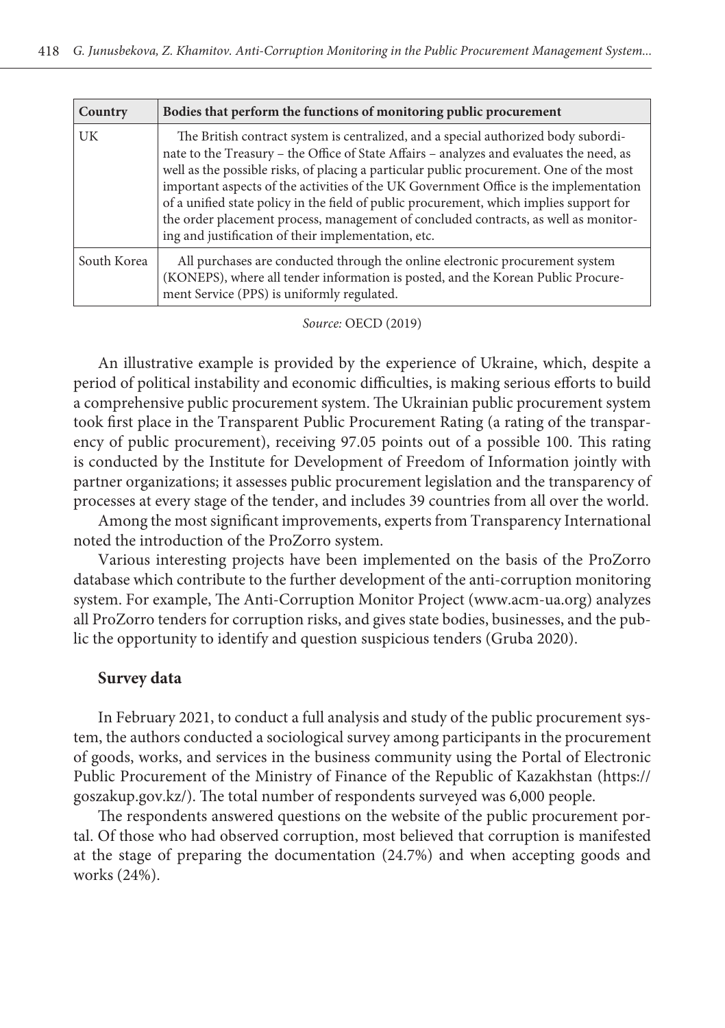| Country | Bodies that perform the functions of monitoring public procurement |
|---|---|
| UK | The British contract system is centralized, and a special authorized body subordinate to the Treasury – the Office of State Affairs – analyzes and evaluates the need, as well as the possible risks, of placing a particular public procurement. One of the most important aspects of the activities of the UK Government Office is the implementation of a unified state policy in the field of public procurement, which implies support for the order placement process, management of concluded contracts, as well as monitoring and justification of their implementation, etc. |
| South Korea | All purchases are conducted through the online electronic procurement system (KONEPS), where all tender information is posted, and the Korean Public Procurement Service (PPS) is uniformly regulated. |

*Source:* OECD (2019)

An illustrative example is provided by the experience of Ukraine, which, despite a period of political instability and economic difficulties, is making serious efforts to build a comprehensive public procurement system. The Ukrainian public procurement system took first place in the Transparent Public Procurement Rating (a rating of the transparency of public procurement), receiving 97.05 points out of a possible 100. This rating is conducted by the Institute for Development of Freedom of Information jointly with partner organizations; it assesses public procurement legislation and the transparency of processes at every stage of the tender, and includes 39 countries from all over the world.

Among the most significant improvements, experts from Transparency International noted the introduction of the ProZorro system.

Various interesting projects have been implemented on the basis of the ProZorro database which contribute to the further development of the anti-corruption monitoring system. For example, The Anti-Corruption Monitor Project (www.acm-ua.org) analyzes all ProZorro tenders for corruption risks, and gives state bodies, businesses, and the public the opportunity to identify and question suspicious tenders (Gruba 2020).

## Survey data

In February 2021, to conduct a full analysis and study of the public procurement system, the authors conducted a sociological survey among participants in the procurement of goods, works, and services in the business community using the Portal of Electronic Public Procurement of the Ministry of Finance of the Republic of Kazakhstan (https://goszakup.gov.kz/). The total number of respondents surveyed was 6,000 people.

The respondents answered questions on the website of the public procurement portal. Of those who had observed corruption, most believed that corruption is manifested at the stage of preparing the documentation (24.7%) and when accepting goods and works (24%).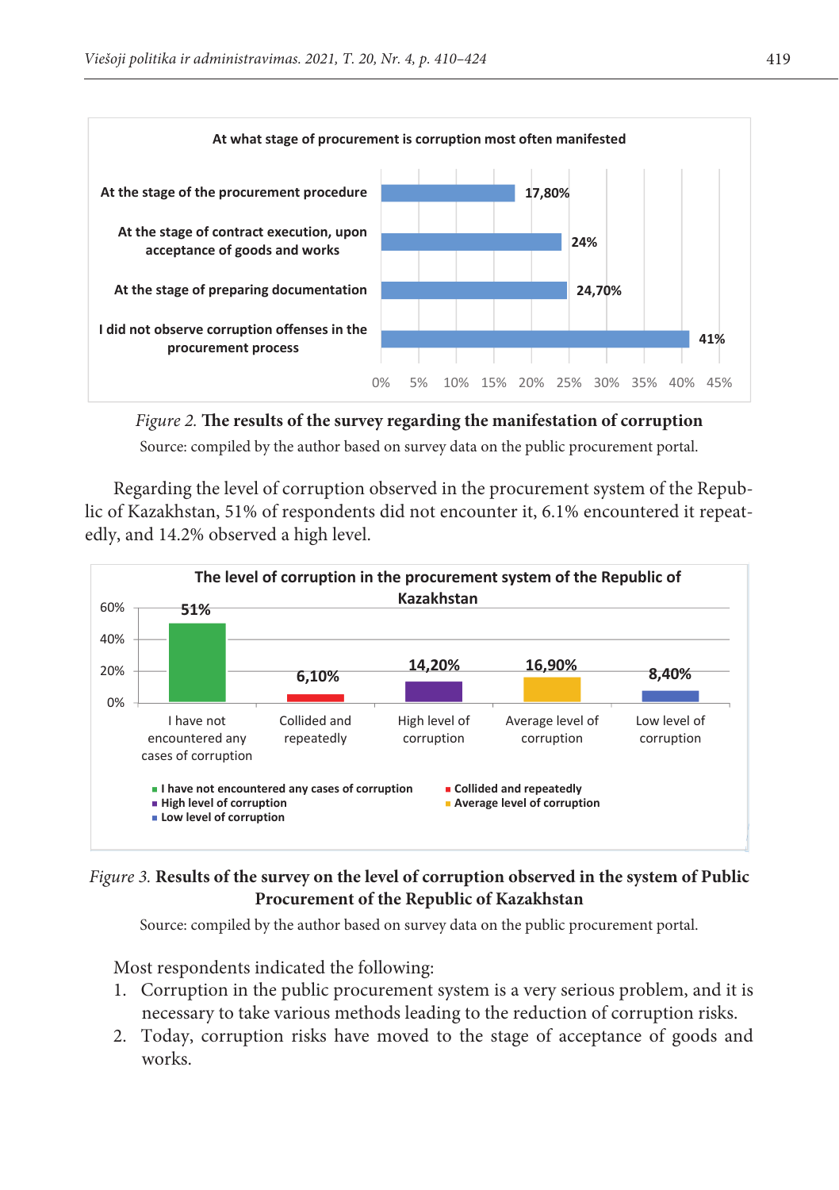Figure 2. **The results of the survey regarding the manifestation of corruption**

Source: compiled by the author based on survey data on the public procurement portal.

Regarding the level of corruption observed in the procurement system of the Republic of Kazakhstan, 51% of respondents did not encounter it, 6.1% encountered it repeatedly, and 14.2% observed a high level.

*Figure 3.* **Results of the survey on the level of corruption observed in the system of Public Procurement of the Republic of Kazakhstan**

Source: compiled by the author based on survey data on the public procurement portal.

Most respondents indicated the following:

1. Corruption in the public procurement system is a very serious problem, and it is necessary to take various methods leading to the reduction of corruption risks.
2. Today, corruption risks have moved to the stage of acceptance of goods and works.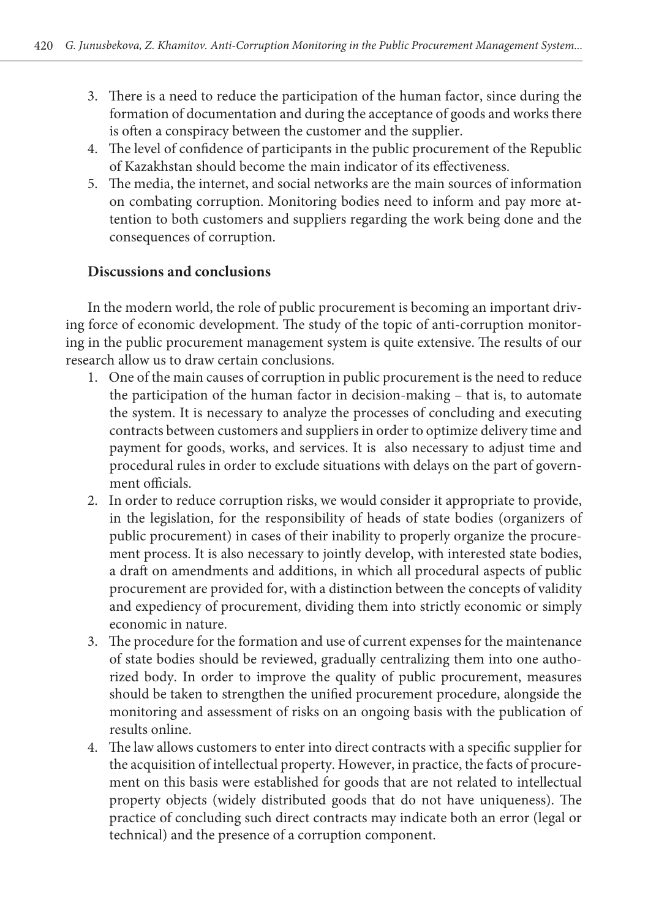3. There is a need to reduce the participation of the human factor, since during the formation of documentation and during the acceptance of goods and works there is often a conspiracy between the customer and the supplier.
4. The level of confidence of participants in the public procurement of the Republic of Kazakhstan should become the main indicator of its effectiveness.
5. The media, the internet, and social networks are the main sources of information on combating corruption. Monitoring bodies need to inform and pay more attention to both customers and suppliers regarding the work being done and the consequences of corruption.

## Discussions and conclusions

In the modern world, the role of public procurement is becoming an important driving force of economic development. The study of the topic of anti-corruption monitoring in the public procurement management system is quite extensive. The results of our research allow us to draw certain conclusions.

1. One of the main causes of corruption in public procurement is the need to reduce the participation of the human factor in decision-making – that is, to automate the system. It is necessary to analyze the processes of concluding and executing contracts between customers and suppliers in order to optimize delivery time and payment for goods, works, and services. It is also necessary to adjust time and procedural rules in order to exclude situations with delays on the part of government officials.
2. In order to reduce corruption risks, we would consider it appropriate to provide, in the legislation, for the responsibility of heads of state bodies (organizers of public procurement) in cases of their inability to properly organize the procurement process. It is also necessary to jointly develop, with interested state bodies, a draft on amendments and additions, in which all procedural aspects of public procurement are provided for, with a distinction between the concepts of validity and expediency of procurement, dividing them into strictly economic or simply economic in nature.
3. The procedure for the formation and use of current expenses for the maintenance of state bodies should be reviewed, gradually centralizing them into one authorized body. In order to improve the quality of public procurement, measures should be taken to strengthen the unified procurement procedure, alongside the monitoring and assessment of risks on an ongoing basis with the publication of results online.
4. The law allows customers to enter into direct contracts with a specific supplier for the acquisition of intellectual property. However, in practice, the facts of procurement on this basis were established for goods that are not related to intellectual property objects (widely distributed goods that do not have uniqueness). The practice of concluding such direct contracts may indicate both an error (legal or technical) and the presence of a corruption component.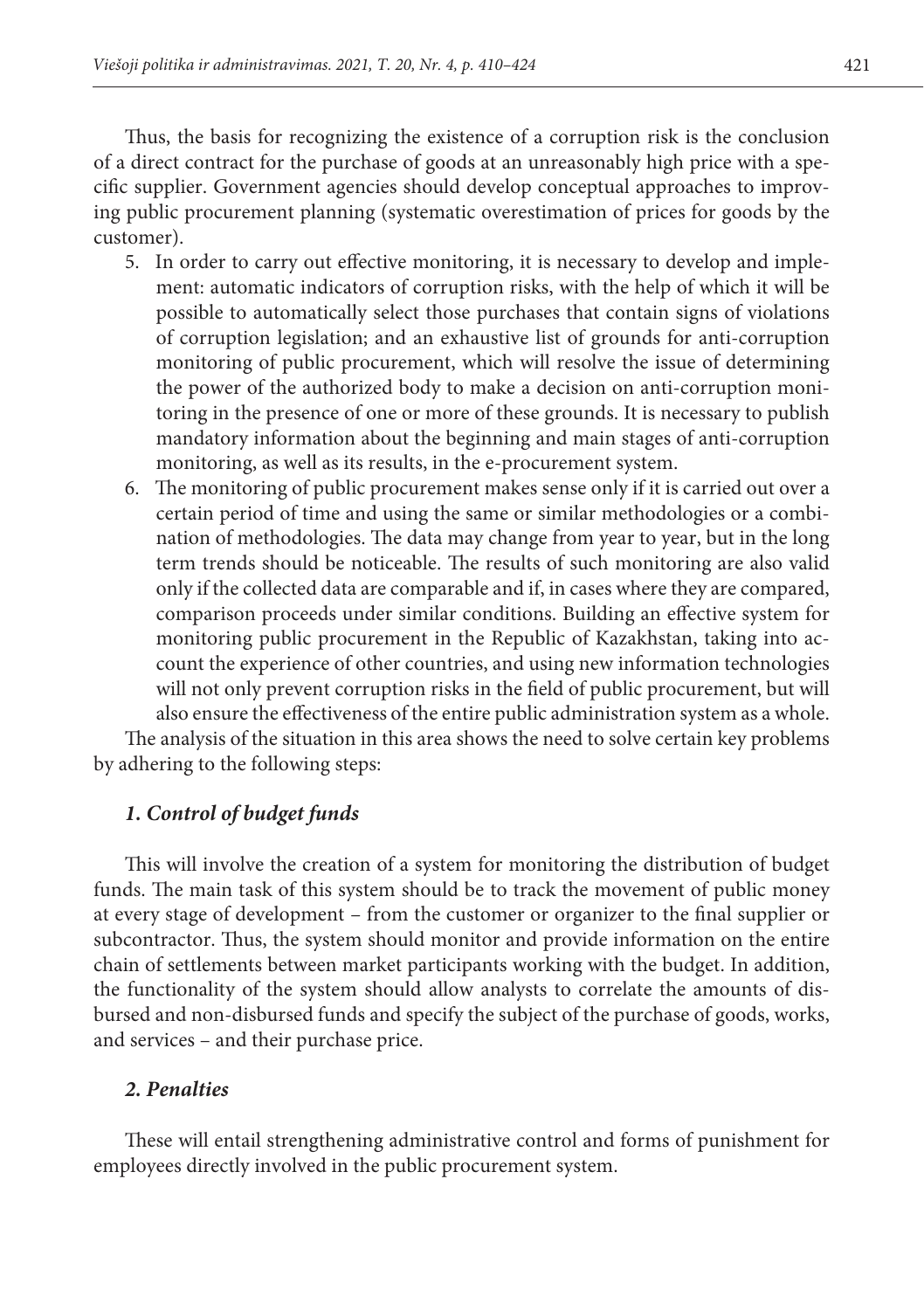Thus, the basis for recognizing the existence of a corruption risk is the conclusion of a direct contract for the purchase of goods at an unreasonably high price with a specific supplier. Government agencies should develop conceptual approaches to improving public procurement planning (systematic overestimation of prices for goods by the customer).

5. In order to carry out effective monitoring, it is necessary to develop and implement: automatic indicators of corruption risks, with the help of which it will be possible to automatically select those purchases that contain signs of violations of corruption legislation; and an exhaustive list of grounds for anti-corruption monitoring of public procurement, which will resolve the issue of determining the power of the authorized body to make a decision on anti-corruption monitoring in the presence of one or more of these grounds. It is necessary to publish mandatory information about the beginning and main stages of anti-corruption monitoring, as well as its results, in the e-procurement system.
6. The monitoring of public procurement makes sense only if it is carried out over a certain period of time and using the same or similar methodologies or a combination of methodologies. The data may change from year to year, but in the long term trends should be noticeable. The results of such monitoring are also valid only if the collected data are comparable and if, in cases where they are compared, comparison proceeds under similar conditions. Building an effective system for monitoring public procurement in the Republic of Kazakhstan, taking into account the experience of other countries, and using new information technologies will not only prevent corruption risks in the field of public procurement, but will also ensure the effectiveness of the entire public administration system as a whole.

The analysis of the situation in this area shows the need to solve certain key problems by adhering to the following steps:

### *1. Control of budget funds*

This will involve the creation of a system for monitoring the distribution of budget funds. The main task of this system should be to track the movement of public money at every stage of development – from the customer or organizer to the final supplier or subcontractor. Thus, the system should monitor and provide information on the entire chain of settlements between market participants working with the budget. In addition, the functionality of the system should allow analysts to correlate the amounts of disbursed and non-disbursed funds and specify the subject of the purchase of goods, works, and services – and their purchase price.

### *2. Penalties*

These will entail strengthening administrative control and forms of punishment for employees directly involved in the public procurement system.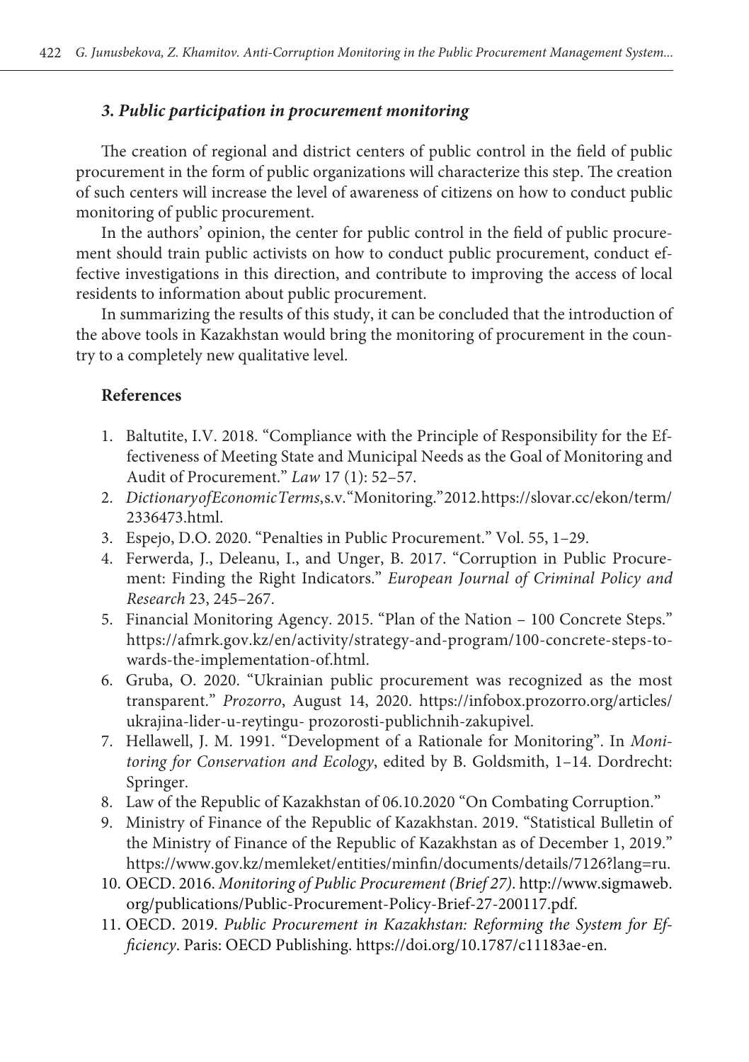### *3. Public participation in procurement monitoring*

The creation of regional and district centers of public control in the field of public procurement in the form of public organizations will characterize this step. The creation of such centers will increase the level of awareness of citizens on how to conduct public monitoring of public procurement.

In the authors' opinion, the center for public control in the field of public procurement should train public activists on how to conduct public procurement, conduct effective investigations in this direction, and contribute to improving the access of local residents to information about public procurement.

In summarizing the results of this study, it can be concluded that the introduction of the above tools in Kazakhstan would bring the monitoring of procurement in the country to a completely new qualitative level.

## References

1. Baltutite, I.V. 2018. "Compliance with the Principle of Responsibility for the Effectiveness of Meeting State and Municipal Needs as the Goal of Monitoring and Audit of Procurement." *Law* 17 (1): 52–57.
2. *Dictionary of Economic Terms*, s.v. "Monitoring." 2012. https://slovar.cc/ekon/term/2336473.html.
3. Espejo, D.O. 2020. "Penalties in Public Procurement." Vol. 55, 1–29.
4. Ferwerda, J., Deleanu, I., and Unger, B. 2017. "Corruption in Public Procurement: Finding the Right Indicators." *European Journal of Criminal Policy and Research* 23, 245–267.
5. Financial Monitoring Agency. 2015. "Plan of the Nation – 100 Concrete Steps." https://afmrk.gov.kz/en/activity/strategy-and-program/100-concrete-steps-towards-the-implementation-of.html.
6. Gruba, O. 2020. "Ukrainian public procurement was recognized as the most transparent." *Prozorro*, August 14, 2020. https://infobox.prozorro.org/articles/ukrajina-lider-u-reytingu- prozorosti-publichnih-zakupivel.
7. Hellawell, J. M. 1991. "Development of a Rationale for Monitoring". In *Monitoring for Conservation and Ecology*, edited by B. Goldsmith, 1–14. Dordrecht: Springer.
8. Law of the Republic of Kazakhstan of 06.10.2020 "On Combating Corruption."
9. Ministry of Finance of the Republic of Kazakhstan. 2019. "Statistical Bulletin of the Ministry of Finance of the Republic of Kazakhstan as of December 1, 2019." https://www.gov.kz/memleket/entities/minfin/documents/details/7126?lang=ru.
10. OECD. 2016. *Monitoring of Public Procurement (Brief 27)*. http://www.sigmaweb.org/publications/Public-Procurement-Policy-Brief-27-200117.pdf.
11. OECD. 2019. *Public Procurement in Kazakhstan: Reforming the System for Efficiency*. Paris: OECD Publishing. https://doi.org/10.1787/c11183ae-en.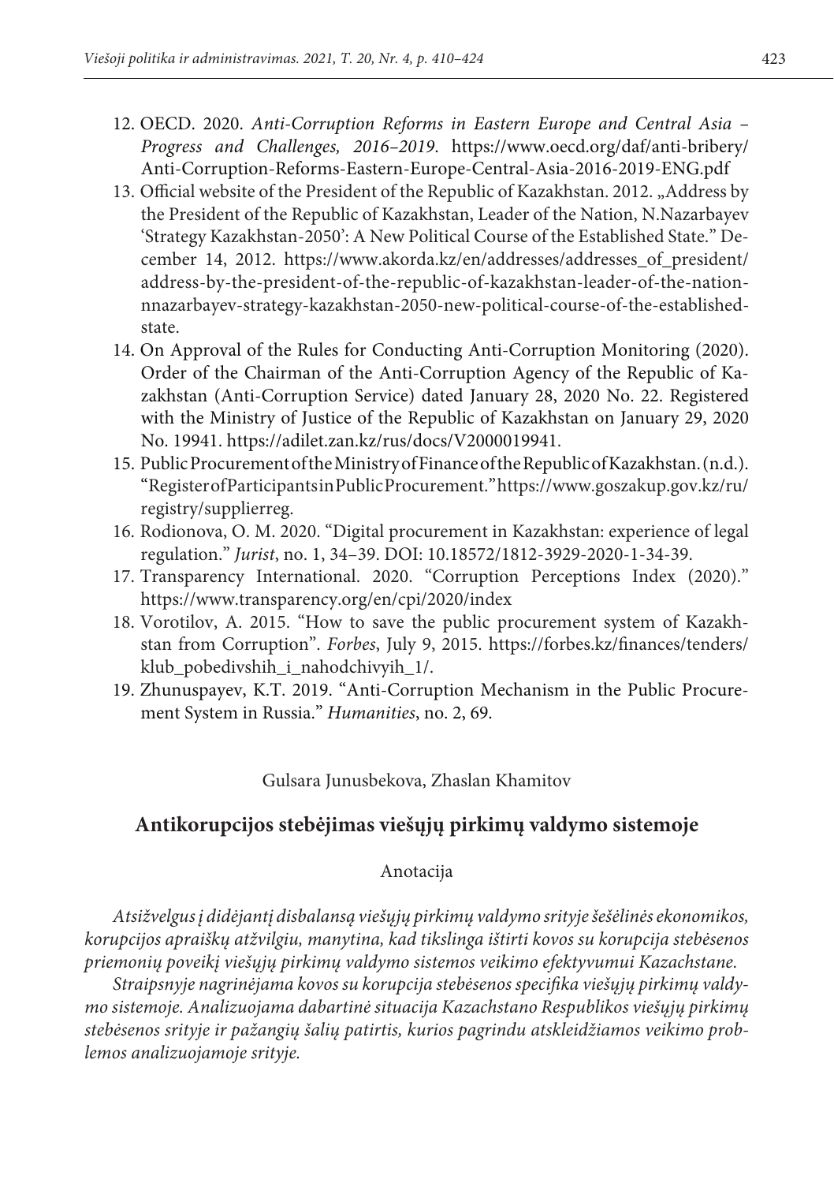12. OECD. 2020. *Anti-Corruption Reforms in Eastern Europe and Central Asia – Progress and Challenges, 2016–2019*. https://www.oecd.org/daf/anti-bribery/Anti-Corruption-Reforms-Eastern-Europe-Central-Asia-2016-2019-ENG.pdf
13. Official website of the President of the Republic of Kazakhstan. 2012. „Address by the President of the Republic of Kazakhstan, Leader of the Nation, N.Nazarbayev 'Strategy Kazakhstan-2050': A New Political Course of the Established State." December 14, 2012. https://www.akorda.kz/en/addresses/addresses_of_president/address-by-the-president-of-the-republic-of-kazakhstan-leader-of-the-nation-nnazarbayev-strategy-kazakhstan-2050-new-political-course-of-the-established-state.
14. On Approval of the Rules for Conducting Anti-Corruption Monitoring (2020). Order of the Chairman of the Anti-Corruption Agency of the Republic of Kazakhstan (Anti-Corruption Service) dated January 28, 2020 No. 22. Registered with the Ministry of Justice of the Republic of Kazakhstan on January 29, 2020 No. 19941. https://adilet.zan.kz/rus/docs/V2000019941.
15. Public Procurement of the Ministry of Finance of the Republic of Kazakhstan. (n.d.). "Register of Participants in Public Procurement." https://www.goszakup.gov.kz/ru/registry/supplierreg.
16. Rodionova, O. M. 2020. "Digital procurement in Kazakhstan: experience of legal regulation." *Jurist*, no. 1, 34–39. DOI: 10.18572/1812-3929-2020-1-34-39.
17. Transparency International. 2020. "Corruption Perceptions Index (2020)." https://www.transparency.org/en/cpi/2020/index
18. Vorotilov, A. 2015. "How to save the public procurement system of Kazakhstan from Corruption". *Forbes*, July 9, 2015. https://forbes.kz/finances/tenders/klub_pobedivshih_i_nahodchivyih_1/.
19. Zhunuspayev, K.T. 2019. "Anti-Corruption Mechanism in the Public Procurement System in Russia." *Humanities*, no. 2, 69.

Gulsara Junusbekova, Zhaslan Khamitov

## Antikorupcijos stebėjimas viešųjų pirkimų valdymo sistemoje

Anotacija

*Atsižvelgus į didėjantį disbalansą viešųjų pirkimų valdymo srityje šešėlinės ekonomikos, korupcijos apraiškų atžvilgiu, manytina, kad tikslinga ištirti kovos su korupcija stebėsenos priemonių poveikį viešųjų pirkimų valdymo sistemos veikimo efektyvumui Kazachstane.*

*Straipsnyje nagrinėjama kovos su korupcija stebėsenos specifika viešųjų pirkimų valdymo sistemoje. Analizuojama dabartinė situacija Kazachstano Respublikos viešųjų pirkimų stebėsenos srityje ir pažangių šalių patirtis, kurios pagrindu atskleidžiamos veikimo problemos analizuojamoje srityje.*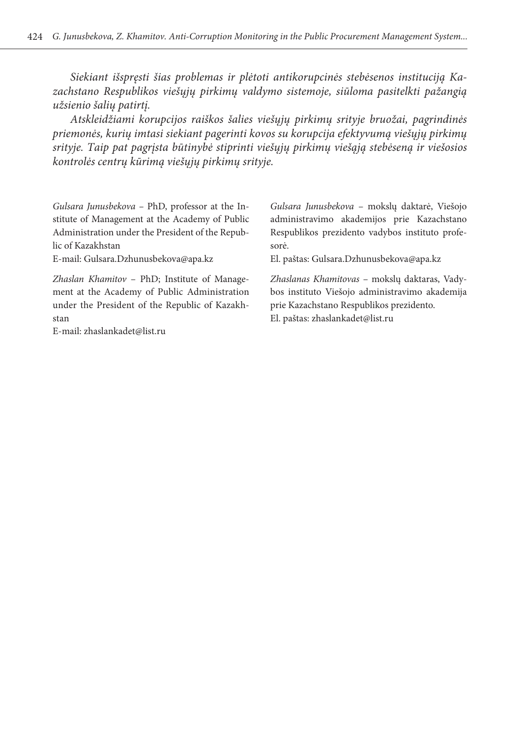*Siekiant išspręsti šias problemas ir plėtoti antikorupcinės stebėsenos instituciją Kazachstano Respublikos viešųjų pirkimų valdymo sistemoje, siūloma pasitelkti pažangią užsienio šalių patirtį.*

*Atskleidžiami korupcijos raiškos šalies viešųjų pirkimų srityje bruožai, pagrindinės priemonės, kurių imtasi siekiant pagerinti kovos su korupcija efektyvumą viešųjų pirkimų srityje. Taip pat pagrįsta būtinybė stiprinti viešųjų pirkimų viešąją stebėseną ir viešosios kontrolės centrų kūrimą viešųjų pirkimų srityje.*

*Gulsara Junusbekova* – PhD, professor at the Institute of Management at the Academy of Public Administration under the President of the Republic of Kazakhstan
E-mail: Gulsara.Dzhunusbekova@apa.kz

*Zhaslan Khamitov* – PhD; Institute of Management at the Academy of Public Administration under the President of the Republic of Kazakhstan
E-mail: zhaslankadet@list.ru

*Gulsara Junusbekova* – mokslų daktarė, Viešojo administravimo akademijos prie Kazachstano Respublikos prezidento vadybos instituto profesorė.
El. paštas: Gulsara.Dzhunusbekova@apa.kz

*Zhaslanas Khamitovas* – mokslų daktaras, Vadybos instituto Viešojo administravimo akademija prie Kazachstano Respublikos prezidento.
El. paštas: zhaslankadet@list.ru